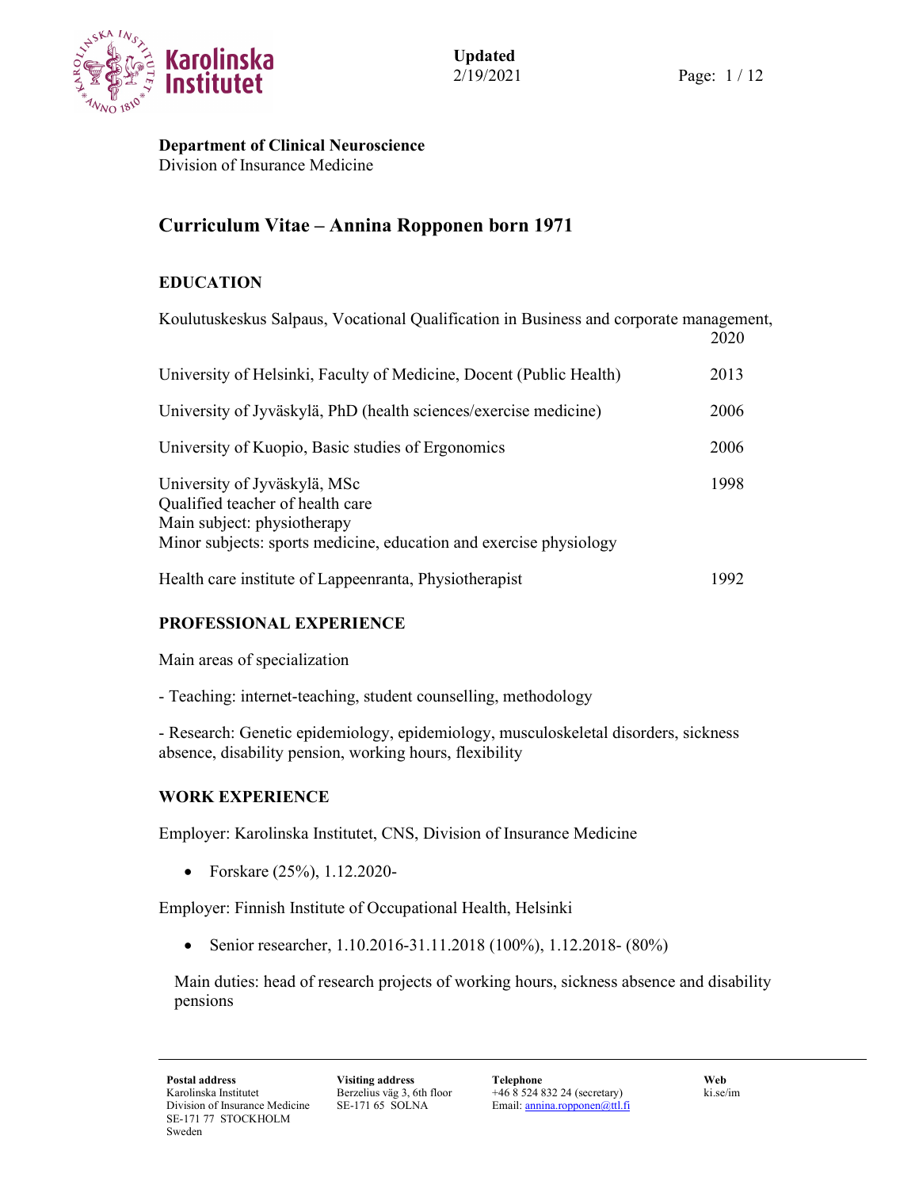**Department of Clinical Neuroscience**
Division of Insurance Medicine

# Curriculum Vitae – Annina Ropponen born 1971

## EDUCATION

Koulutuskeskus Salpaus, Vocational Qualification in Business and corporate management, 2020

University of Helsinki, Faculty of Medicine, Docent (Public Health) 2013

University of Jyväskylä, PhD (health sciences/exercise medicine) 2006

University of Kuopio, Basic studies of Ergonomics 2006

University of Jyväskylä, MSc 1998
Qualified teacher of health care
Main subject: physiotherapy
Minor subjects: sports medicine, education and exercise physiology

Health care institute of Lappeenranta, Physiotherapist 1992

## PROFESSIONAL EXPERIENCE

Main areas of specialization

- Teaching: internet-teaching, student counselling, methodology

- Research: Genetic epidemiology, epidemiology, musculoskeletal disorders, sickness absence, disability pension, working hours, flexibility

## WORK EXPERIENCE

Employer: Karolinska Institutet, CNS, Division of Insurance Medicine

- Forskare (25%), 1.12.2020-

Employer: Finnish Institute of Occupational Health, Helsinki

- Senior researcher, 1.10.2016-31.11.2018 (100%), 1.12.2018- (80%)

Main duties: head of research projects of working hours, sickness absence and disability pensions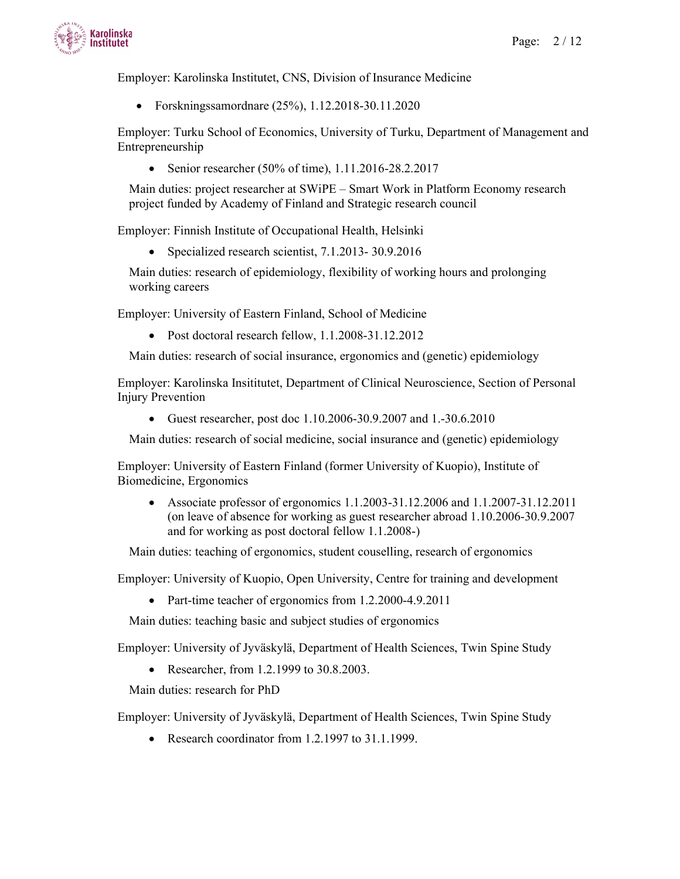Employer: Karolinska Institutet, CNS, Division of Insurance Medicine

- Forskningssamordnare (25%), 1.12.2018-30.11.2020

Employer: Turku School of Economics, University of Turku, Department of Management and Entrepreneurship

- Senior researcher (50% of time), 1.11.2016-28.2.2017

Main duties: project researcher at SWiPE – Smart Work in Platform Economy research project funded by Academy of Finland and Strategic research council

Employer: Finnish Institute of Occupational Health, Helsinki

- Specialized research scientist, 7.1.2013- 30.9.2016

Main duties: research of epidemiology, flexibility of working hours and prolonging working careers

Employer: University of Eastern Finland, School of Medicine

- Post doctoral research fellow, 1.1.2008-31.12.2012

Main duties: research of social insurance, ergonomics and (genetic) epidemiology

Employer: Karolinska Insitittutet, Department of Clinical Neuroscience, Section of Personal Injury Prevention

- Guest researcher, post doc 1.10.2006-30.9.2007 and 1.-30.6.2010

Main duties: research of social medicine, social insurance and (genetic) epidemiology

Employer: University of Eastern Finland (former University of Kuopio), Institute of Biomedicine, Ergonomics

- Associate professor of ergonomics 1.1.2003-31.12.2006 and 1.1.2007-31.12.2011 (on leave of absence for working as guest researcher abroad 1.10.2006-30.9.2007 and for working as post doctoral fellow 1.1.2008-)

Main duties: teaching of ergonomics, student couselling, research of ergonomics

Employer: University of Kuopio, Open University, Centre for training and development

- Part-time teacher of ergonomics from 1.2.2000-4.9.2011

Main duties: teaching basic and subject studies of ergonomics

Employer: University of Jyväskylä, Department of Health Sciences, Twin Spine Study

- Researcher, from 1.2.1999 to 30.8.2003.

Main duties: research for PhD

Employer: University of Jyväskylä, Department of Health Sciences, Twin Spine Study

- Research coordinator from 1.2.1997 to 31.1.1999.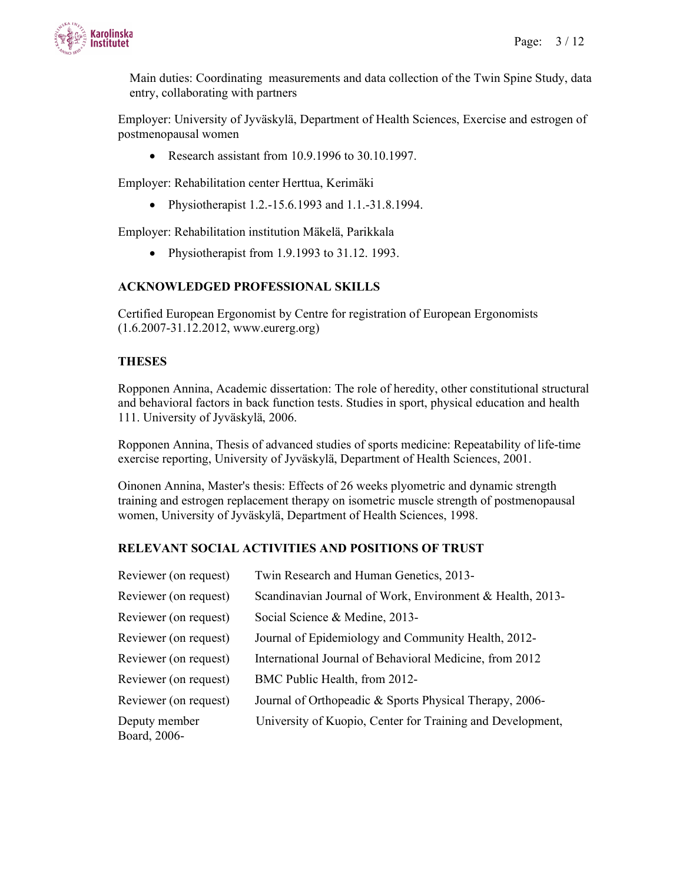Main duties: Coordinating measurements and data collection of the Twin Spine Study, data entry, collaborating with partners

Employer: University of Jyväskylä, Department of Health Sciences, Exercise and estrogen of postmenopausal women

- Research assistant from 10.9.1996 to 30.10.1997.

Employer: Rehabilitation center Herttua, Kerimäki

- Physiotherapist 1.2.-15.6.1993 and 1.1.-31.8.1994.

Employer: Rehabilitation institution Mäkelä, Parikkala

- Physiotherapist from 1.9.1993 to 31.12. 1993.

## ACKNOWLEDGED PROFESSIONAL SKILLS

Certified European Ergonomist by Centre for registration of European Ergonomists (1.6.2007-31.12.2012, www.eurerg.org)

## THESES

Ropponen Annina, Academic dissertation: The role of heredity, other constitutional structural and behavioral factors in back function tests. Studies in sport, physical education and health 111. University of Jyväskylä, 2006.

Ropponen Annina, Thesis of advanced studies of sports medicine: Repeatability of life-time exercise reporting, University of Jyväskylä, Department of Health Sciences, 2001.

Oinonen Annina, Master's thesis: Effects of 26 weeks plyometric and dynamic strength training and estrogen replacement therapy on isometric muscle strength of postmenopausal women, University of Jyväskylä, Department of Health Sciences, 1998.

## RELEVANT SOCIAL ACTIVITIES AND POSITIONS OF TRUST

| | |
|---|---|
| Reviewer (on request) | Twin Research and Human Genetics, 2013- |
| Reviewer (on request) | Scandinavian Journal of Work, Environment & Health, 2013- |
| Reviewer (on request) | Social Science & Medine, 2013- |
| Reviewer (on request) | Journal of Epidemiology and Community Health, 2012- |
| Reviewer (on request) | International Journal of Behavioral Medicine, from 2012 |
| Reviewer (on request) | BMC Public Health, from 2012- |
| Reviewer (on request) | Journal of Orthopeadic & Sports Physical Therapy, 2006- |
| Deputy member | University of Kuopio, Center for Training and Development, Board, 2006- |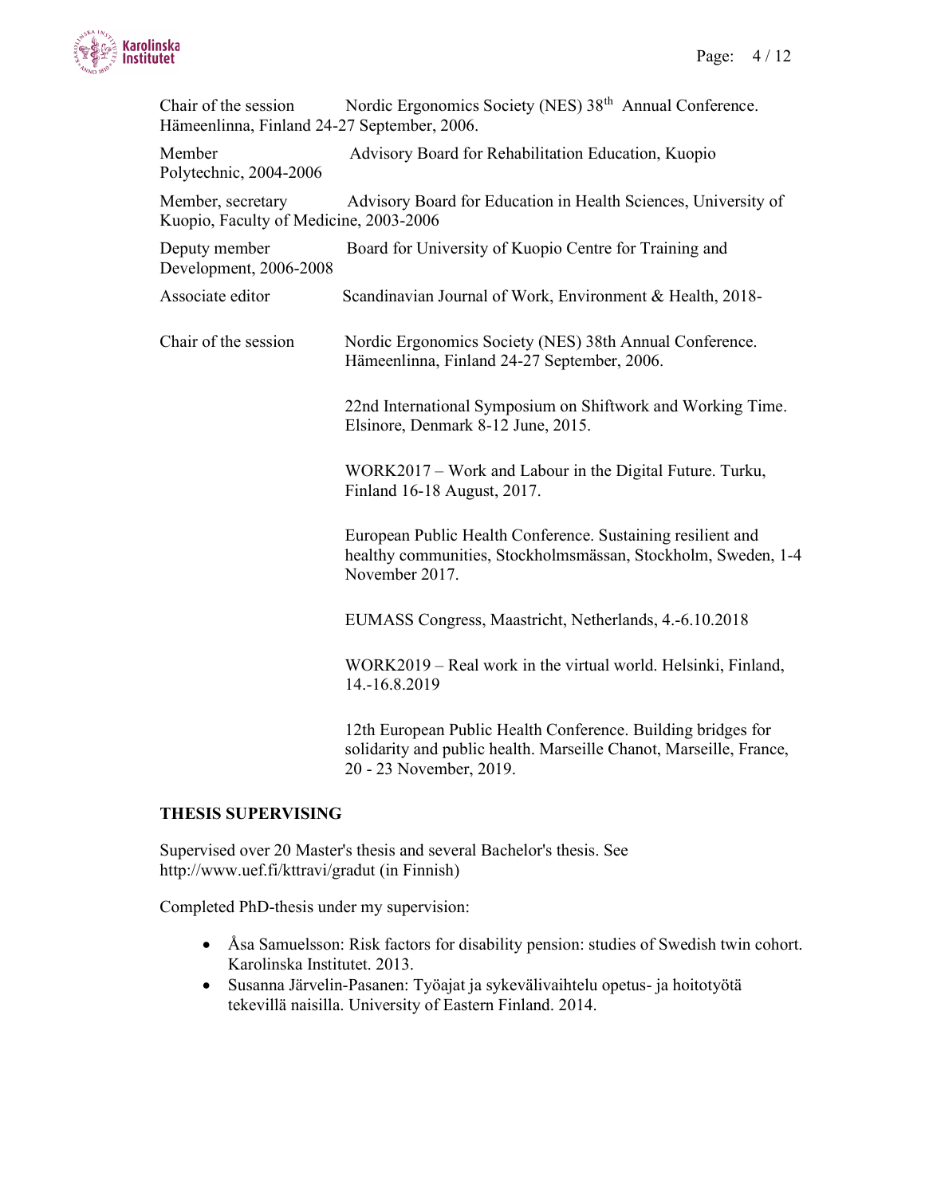Chair of the session Nordic Ergonomics Society (NES) 38th Annual Conference. Hämeenlinna, Finland 24-27 September, 2006.

Member Advisory Board for Rehabilitation Education, Kuopio Polytechnic, 2004-2006

Member, secretary Advisory Board for Education in Health Sciences, University of Kuopio, Faculty of Medicine, 2003-2006

Deputy member Board for University of Kuopio Centre for Training and Development, 2006-2008

Associate editor Scandinavian Journal of Work, Environment & Health, 2018-

Chair of the session Nordic Ergonomics Society (NES) 38th Annual Conference. Hämeenlinna, Finland 24-27 September, 2006.

22nd International Symposium on Shiftwork and Working Time. Elsinore, Denmark 8-12 June, 2015.

WORK2017 – Work and Labour in the Digital Future. Turku, Finland 16-18 August, 2017.

European Public Health Conference. Sustaining resilient and healthy communities, Stockholmsmässan, Stockholm, Sweden, 1-4 November 2017.

EUMASS Congress, Maastricht, Netherlands, 4.-6.10.2018

WORK2019 – Real work in the virtual world. Helsinki, Finland, 14.-16.8.2019

12th European Public Health Conference. Building bridges for solidarity and public health. Marseille Chanot, Marseille, France, 20 - 23 November, 2019.

**THESIS SUPERVISING**

Supervised over 20 Master's thesis and several Bachelor's thesis. See http://www.uef.fi/kttravi/gradut (in Finnish)

Completed PhD-thesis under my supervision:

- Åsa Samuelsson: Risk factors for disability pension: studies of Swedish twin cohort. Karolinska Institutet. 2013.
- Susanna Järvelin-Pasanen: Työajat ja sykevälivaihtelu opetus- ja hoitotyötä tekevillä naisilla. University of Eastern Finland. 2014.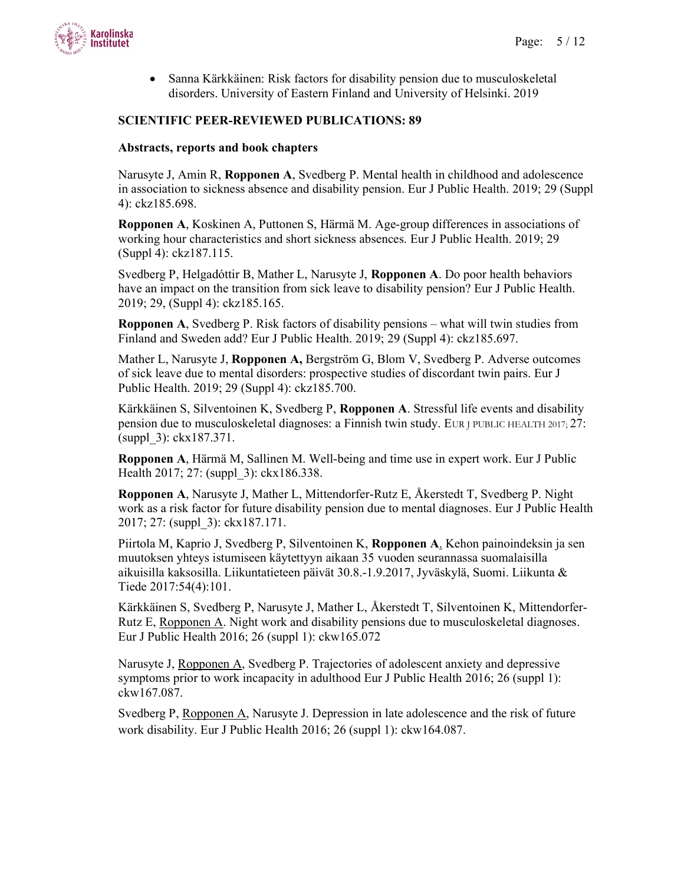- Sanna Kärkkäinen: Risk factors for disability pension due to musculoskeletal disorders. University of Eastern Finland and University of Helsinki. 2019

**SCIENTIFIC PEER-REVIEWED PUBLICATIONS: 89**

**Abstracts, reports and book chapters**

Narusyte J, Amin R, **Ropponen A**, Svedberg P. Mental health in childhood and adolescence in association to sickness absence and disability pension. Eur J Public Health. 2019; 29 (Suppl 4): ckz185.698.

**Ropponen A**, Koskinen A, Puttonen S, Härmä M. Age-group differences in associations of working hour characteristics and short sickness absences. Eur J Public Health. 2019; 29 (Suppl 4): ckz187.115.

Svedberg P, Helgadóttir B, Mather L, Narusyte J, **Ropponen A**. Do poor health behaviors have an impact on the transition from sick leave to disability pension? Eur J Public Health. 2019; 29, (Suppl 4): ckz185.165.

**Ropponen A**, Svedberg P. Risk factors of disability pensions – what will twin studies from Finland and Sweden add? Eur J Public Health. 2019; 29 (Suppl 4): ckz185.697.

Mather L, Narusyte J, **Ropponen A,** Bergström G, Blom V, Svedberg P. Adverse outcomes of sick leave due to mental disorders: prospective studies of discordant twin pairs. Eur J Public Health. 2019; 29 (Suppl 4): ckz185.700.

Kärkkäinen S, Silventoinen K, Svedberg P, **Ropponen A**. Stressful life events and disability pension due to musculoskeletal diagnoses: a Finnish twin study. EUR J PUBLIC HEALTH 2017; 27: (suppl_3): ckx187.371.

**Ropponen A**, Härmä M, Sallinen M. Well-being and time use in expert work. Eur J Public Health 2017; 27: (suppl_3): ckx186.338.

**Ropponen A**, Narusyte J, Mather L, Mittendorfer-Rutz E, Åkerstedt T, Svedberg P. Night work as a risk factor for future disability pension due to mental diagnoses. Eur J Public Health 2017; 27: (suppl_3): ckx187.171.

Piirtola M, Kaprio J, Svedberg P, Silventoinen K, **Ropponen A**. Kehon painoindeksin ja sen muutoksen yhteys istumiseen käytettyyn aikaan 35 vuoden seurannassa suomalaisilla aikuisilla kaksosilla. Liikuntatieteen päivät 30.8.-1.9.2017, Jyväskylä, Suomi. Liikunta & Tiede 2017:54(4):101.

Kärkkäinen S, Svedberg P, Narusyte J, Mather L, Åkerstedt T, Silventoinen K, Mittendorfer-Rutz E, Ropponen A. Night work and disability pensions due to musculoskeletal diagnoses. Eur J Public Health 2016; 26 (suppl 1): ckw165.072

Narusyte J, Ropponen A, Svedberg P. Trajectories of adolescent anxiety and depressive symptoms prior to work incapacity in adulthood Eur J Public Health 2016; 26 (suppl 1): ckw167.087.

Svedberg P, Ropponen A, Narusyte J. Depression in late adolescence and the risk of future work disability. Eur J Public Health 2016; 26 (suppl 1): ckw164.087.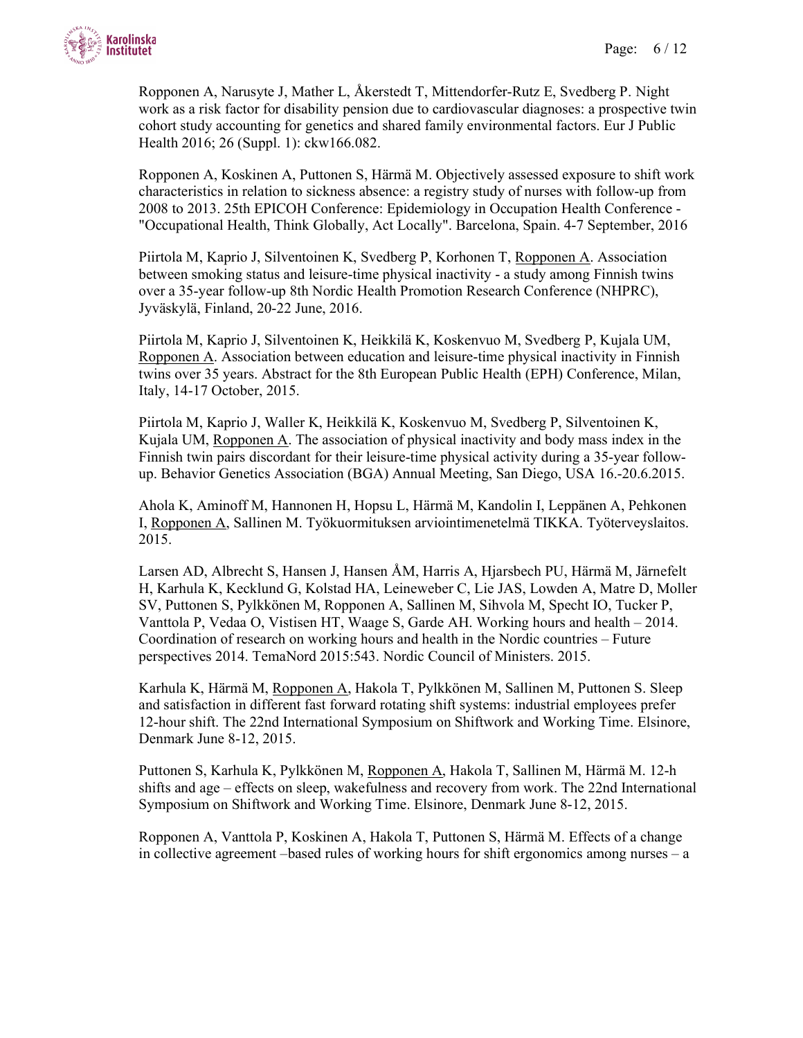Ropponen A, Narusyte J, Mather L, Åkerstedt T, Mittendorfer-Rutz E, Svedberg P. Night work as a risk factor for disability pension due to cardiovascular diagnoses: a prospective twin cohort study accounting for genetics and shared family environmental factors. Eur J Public Health 2016; 26 (Suppl. 1): ckw166.082.

Ropponen A, Koskinen A, Puttonen S, Härmä M. Objectively assessed exposure to shift work characteristics in relation to sickness absence: a registry study of nurses with follow-up from 2008 to 2013. 25th EPICOH Conference: Epidemiology in Occupation Health Conference - "Occupational Health, Think Globally, Act Locally". Barcelona, Spain. 4-7 September, 2016

Piirtola M, Kaprio J, Silventoinen K, Svedberg P, Korhonen T, Ropponen A. Association between smoking status and leisure-time physical inactivity - a study among Finnish twins over a 35-year follow-up 8th Nordic Health Promotion Research Conference (NHPRC), Jyväskylä, Finland, 20-22 June, 2016.

Piirtola M, Kaprio J, Silventoinen K, Heikkilä K, Koskenvuo M, Svedberg P, Kujala UM, Ropponen A. Association between education and leisure-time physical inactivity in Finnish twins over 35 years. Abstract for the 8th European Public Health (EPH) Conference, Milan, Italy, 14-17 October, 2015.

Piirtola M, Kaprio J, Waller K, Heikkilä K, Koskenvuo M, Svedberg P, Silventoinen K, Kujala UM, Ropponen A. The association of physical inactivity and body mass index in the Finnish twin pairs discordant for their leisure-time physical activity during a 35-year follow-up. Behavior Genetics Association (BGA) Annual Meeting, San Diego, USA 16.-20.6.2015.

Ahola K, Aminoff M, Hannonen H, Hopsu L, Härmä M, Kandolin I, Leppänen A, Pehkonen I, Ropponen A, Sallinen M. Työkuormituksen arviointimenetelmä TIKKA. Työterveyslaitos. 2015.

Larsen AD, Albrecht S, Hansen J, Hansen ÅM, Harris A, Hjarsbech PU, Härmä M, Järnefelt H, Karhula K, Kecklund G, Kolstad HA, Leineweber C, Lie JAS, Lowden A, Matre D, Moller SV, Puttonen S, Pylkkönen M, Ropponen A, Sallinen M, Sihvola M, Specht IO, Tucker P, Vanttola P, Vedaa O, Vistisen HT, Waage S, Garde AH. Working hours and health – 2014. Coordination of research on working hours and health in the Nordic countries – Future perspectives 2014. TemaNord 2015:543. Nordic Council of Ministers. 2015.

Karhula K, Härmä M, Ropponen A, Hakola T, Pylkkönen M, Sallinen M, Puttonen S. Sleep and satisfaction in different fast forward rotating shift systems: industrial employees prefer 12-hour shift. The 22nd International Symposium on Shiftwork and Working Time. Elsinore, Denmark June 8-12, 2015.

Puttonen S, Karhula K, Pylkkönen M, Ropponen A, Hakola T, Sallinen M, Härmä M. 12-h shifts and age – effects on sleep, wakefulness and recovery from work. The 22nd International Symposium on Shiftwork and Working Time. Elsinore, Denmark June 8-12, 2015.

Ropponen A, Vanttola P, Koskinen A, Hakola T, Puttonen S, Härmä M. Effects of a change in collective agreement –based rules of working hours for shift ergonomics among nurses – a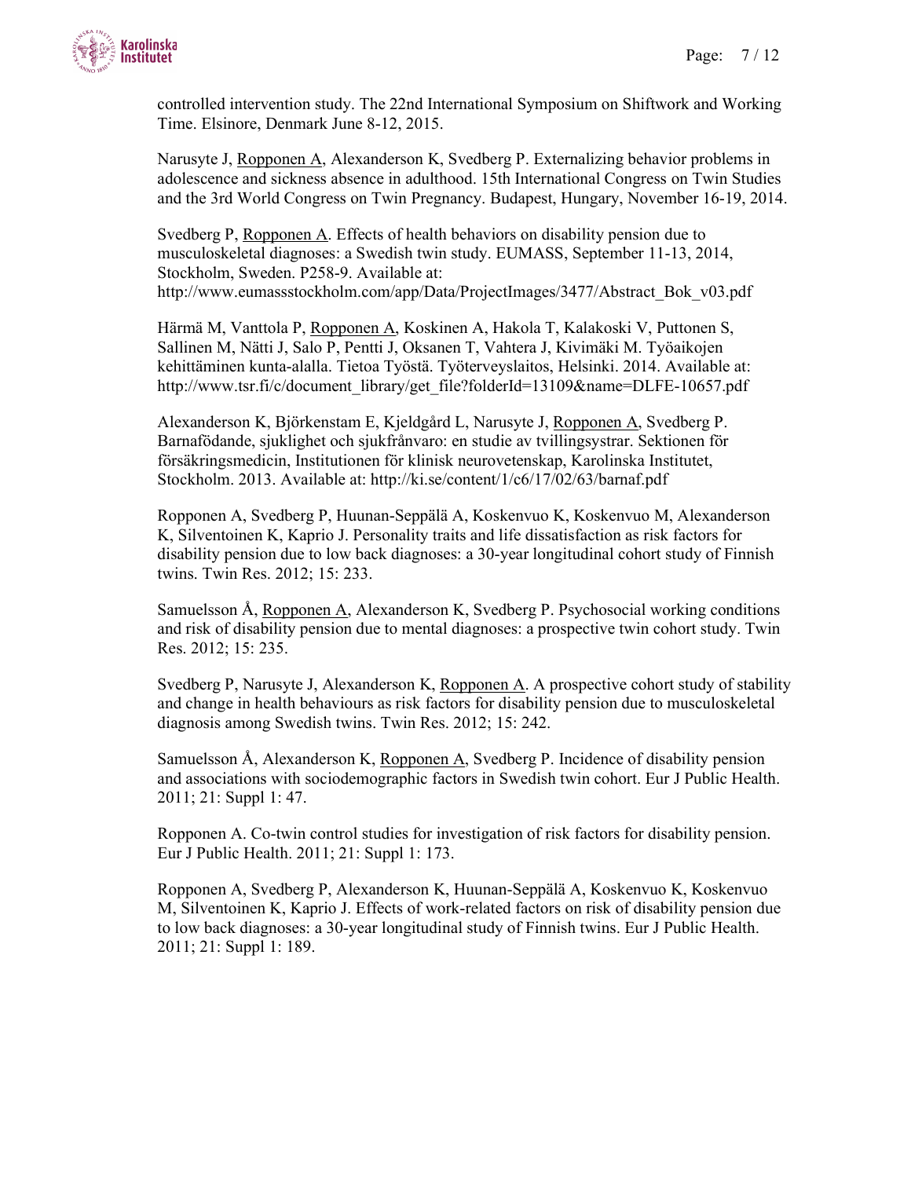controlled intervention study. The 22nd International Symposium on Shiftwork and Working Time. Elsinore, Denmark June 8-12, 2015.

Narusyte J, Ropponen A, Alexanderson K, Svedberg P. Externalizing behavior problems in adolescence and sickness absence in adulthood. 15th International Congress on Twin Studies and the 3rd World Congress on Twin Pregnancy. Budapest, Hungary, November 16-19, 2014.

Svedberg P, Ropponen A. Effects of health behaviors on disability pension due to musculoskeletal diagnoses: a Swedish twin study. EUMASS, September 11-13, 2014, Stockholm, Sweden. P258-9. Available at: http://www.eumassstockholm.com/app/Data/ProjectImages/3477/Abstract_Bok_v03.pdf

Härmä M, Vanttola P, Ropponen A, Koskinen A, Hakola T, Kalakoski V, Puttonen S, Sallinen M, Nätti J, Salo P, Pentti J, Oksanen T, Vahtera J, Kivimäki M. Työaikojen kehittäminen kunta-alalla. Tietoa Työstä. Työterveyslaitos, Helsinki. 2014. Available at: http://www.tsr.fi/c/document_library/get_file?folderId=13109&name=DLFE-10657.pdf

Alexanderson K, Björkenstam E, Kjeldgård L, Narusyte J, Ropponen A, Svedberg P. Barnafödande, sjuklighet och sjukfrånvaro: en studie av tvillingsystrar. Sektionen för försäkringsmedicin, Institutionen för klinisk neurovetenskap, Karolinska Institutet, Stockholm. 2013. Available at: http://ki.se/content/1/c6/17/02/63/barnaf.pdf

Ropponen A, Svedberg P, Huunan-Seppälä A, Koskenvuo K, Koskenvuo M, Alexanderson K, Silventoinen K, Kaprio J. Personality traits and life dissatisfaction as risk factors for disability pension due to low back diagnoses: a 30-year longitudinal cohort study of Finnish twins. Twin Res. 2012; 15: 233.

Samuelsson Å, Ropponen A, Alexanderson K, Svedberg P. Psychosocial working conditions and risk of disability pension due to mental diagnoses: a prospective twin cohort study. Twin Res. 2012; 15: 235.

Svedberg P, Narusyte J, Alexanderson K, Ropponen A. A prospective cohort study of stability and change in health behaviours as risk factors for disability pension due to musculoskeletal diagnosis among Swedish twins. Twin Res. 2012; 15: 242.

Samuelsson Å, Alexanderson K, Ropponen A, Svedberg P. Incidence of disability pension and associations with sociodemographic factors in Swedish twin cohort. Eur J Public Health. 2011; 21: Suppl 1: 47.

Ropponen A. Co-twin control studies for investigation of risk factors for disability pension. Eur J Public Health. 2011; 21: Suppl 1: 173.

Ropponen A, Svedberg P, Alexanderson K, Huunan-Seppälä A, Koskenvuo K, Koskenvuo M, Silventoinen K, Kaprio J. Effects of work-related factors on risk of disability pension due to low back diagnoses: a 30-year longitudinal study of Finnish twins. Eur J Public Health. 2011; 21: Suppl 1: 189.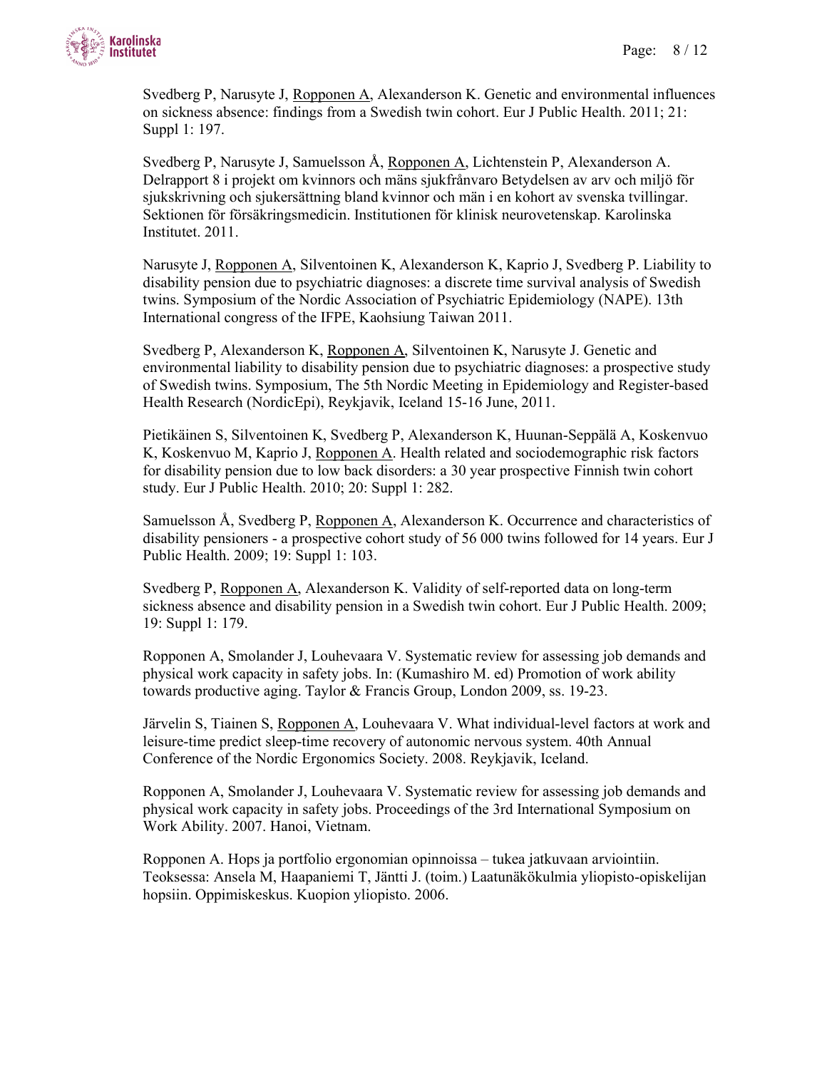Svedberg P, Narusyte J, Ropponen A, Alexanderson K. Genetic and environmental influences on sickness absence: findings from a Swedish twin cohort. Eur J Public Health. 2011; 21: Suppl 1: 197.

Svedberg P, Narusyte J, Samuelsson Å, Ropponen A, Lichtenstein P, Alexanderson A. Delrapport 8 i projekt om kvinnors och mäns sjukfrånvaro Betydelsen av arv och miljö för sjukskrivning och sjukersättning bland kvinnor och män i en kohort av svenska tvillingar. Sektionen för försäkringsmedicin. Institutionen för klinisk neurovetenskap. Karolinska Institutet. 2011.

Narusyte J, Ropponen A, Silventoinen K, Alexanderson K, Kaprio J, Svedberg P. Liability to disability pension due to psychiatric diagnoses: a discrete time survival analysis of Swedish twins. Symposium of the Nordic Association of Psychiatric Epidemiology (NAPE). 13th International congress of the IFPE, Kaohsiung Taiwan 2011.

Svedberg P, Alexanderson K, Ropponen A, Silventoinen K, Narusyte J. Genetic and environmental liability to disability pension due to psychiatric diagnoses: a prospective study of Swedish twins. Symposium, The 5th Nordic Meeting in Epidemiology and Register-based Health Research (NordicEpi), Reykjavik, Iceland 15-16 June, 2011.

Pietikäinen S, Silventoinen K, Svedberg P, Alexanderson K, Huunan-Seppälä A, Koskenvuo K, Koskenvuo M, Kaprio J, Ropponen A. Health related and sociodemographic risk factors for disability pension due to low back disorders: a 30 year prospective Finnish twin cohort study. Eur J Public Health. 2010; 20: Suppl 1: 282.

Samuelsson Å, Svedberg P, Ropponen A, Alexanderson K. Occurrence and characteristics of disability pensioners - a prospective cohort study of 56 000 twins followed for 14 years. Eur J Public Health. 2009; 19: Suppl 1: 103.

Svedberg P, Ropponen A, Alexanderson K. Validity of self-reported data on long-term sickness absence and disability pension in a Swedish twin cohort. Eur J Public Health. 2009; 19: Suppl 1: 179.

Ropponen A, Smolander J, Louhevaara V. Systematic review for assessing job demands and physical work capacity in safety jobs. In: (Kumashiro M. ed) Promotion of work ability towards productive aging. Taylor & Francis Group, London 2009, ss. 19-23.

Järvelin S, Tiainen S, Ropponen A, Louhevaara V. What individual-level factors at work and leisure-time predict sleep-time recovery of autonomic nervous system. 40th Annual Conference of the Nordic Ergonomics Society. 2008. Reykjavik, Iceland.

Ropponen A, Smolander J, Louhevaara V. Systematic review for assessing job demands and physical work capacity in safety jobs. Proceedings of the 3rd International Symposium on Work Ability. 2007. Hanoi, Vietnam.

Ropponen A. Hops ja portfolio ergonomian opinnoissa – tukea jatkuvaan arviointiin. Teoksessa: Ansela M, Haapaniemi T, Jäntti J. (toim.) Laatunäkökulmia yliopisto-opiskelijan hopsiin. Oppimiskeskus. Kuopion yliopisto. 2006.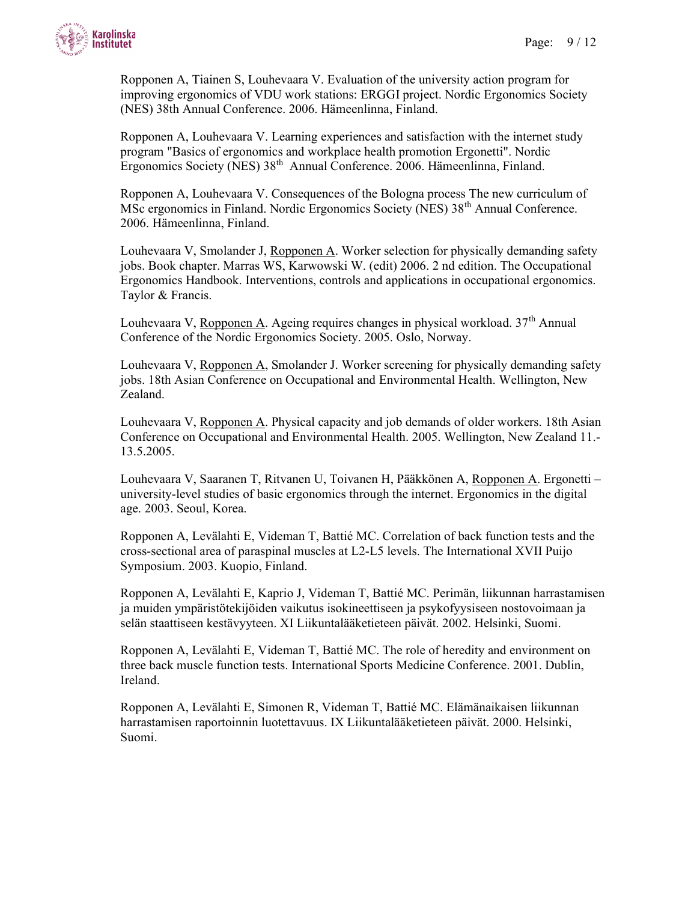Ropponen A, Tiainen S, Louhevaara V. Evaluation of the university action program for improving ergonomics of VDU work stations: ERGGI project. Nordic Ergonomics Society (NES) 38th Annual Conference. 2006. Hämeenlinna, Finland.

Ropponen A, Louhevaara V. Learning experiences and satisfaction with the internet study program "Basics of ergonomics and workplace health promotion Ergonetti". Nordic Ergonomics Society (NES) 38th Annual Conference. 2006. Hämeenlinna, Finland.

Ropponen A, Louhevaara V. Consequences of the Bologna process The new curriculum of MSc ergonomics in Finland. Nordic Ergonomics Society (NES) 38th Annual Conference. 2006. Hämeenlinna, Finland.

Louhevaara V, Smolander J, Ropponen A. Worker selection for physically demanding safety jobs. Book chapter. Marras WS, Karwowski W. (edit) 2006. 2 nd edition. The Occupational Ergonomics Handbook. Interventions, controls and applications in occupational ergonomics. Taylor & Francis.

Louhevaara V, Ropponen A. Ageing requires changes in physical workload. 37th Annual Conference of the Nordic Ergonomics Society. 2005. Oslo, Norway.

Louhevaara V, Ropponen A, Smolander J. Worker screening for physically demanding safety jobs. 18th Asian Conference on Occupational and Environmental Health. Wellington, New Zealand.

Louhevaara V, Ropponen A. Physical capacity and job demands of older workers. 18th Asian Conference on Occupational and Environmental Health. 2005. Wellington, New Zealand 11.-13.5.2005.

Louhevaara V, Saaranen T, Ritvanen U, Toivanen H, Pääkkönen A, Ropponen A. Ergonetti – university-level studies of basic ergonomics through the internet. Ergonomics in the digital age. 2003. Seoul, Korea.

Ropponen A, Levälahti E, Videman T, Battié MC. Correlation of back function tests and the cross-sectional area of paraspinal muscles at L2-L5 levels. The International XVII Puijo Symposium. 2003. Kuopio, Finland.

Ropponen A, Levälahti E, Kaprio J, Videman T, Battié MC. Perimän, liikunnan harrastamisen ja muiden ympäristötekijöiden vaikutus isokineettiseen ja psykofyysiseen nostovoimaan ja selän staattiseen kestävyyteen. XI Liikuntalääketieteen päivät. 2002. Helsinki, Suomi.

Ropponen A, Levälahti E, Videman T, Battié MC. The role of heredity and environment on three back muscle function tests. International Sports Medicine Conference. 2001. Dublin, Ireland.

Ropponen A, Levälahti E, Simonen R, Videman T, Battié MC. Elämänaikaisen liikunnan harrastamisen raportoinnin luotettavuus. IX Liikuntalääketieteen päivät. 2000. Helsinki, Suomi.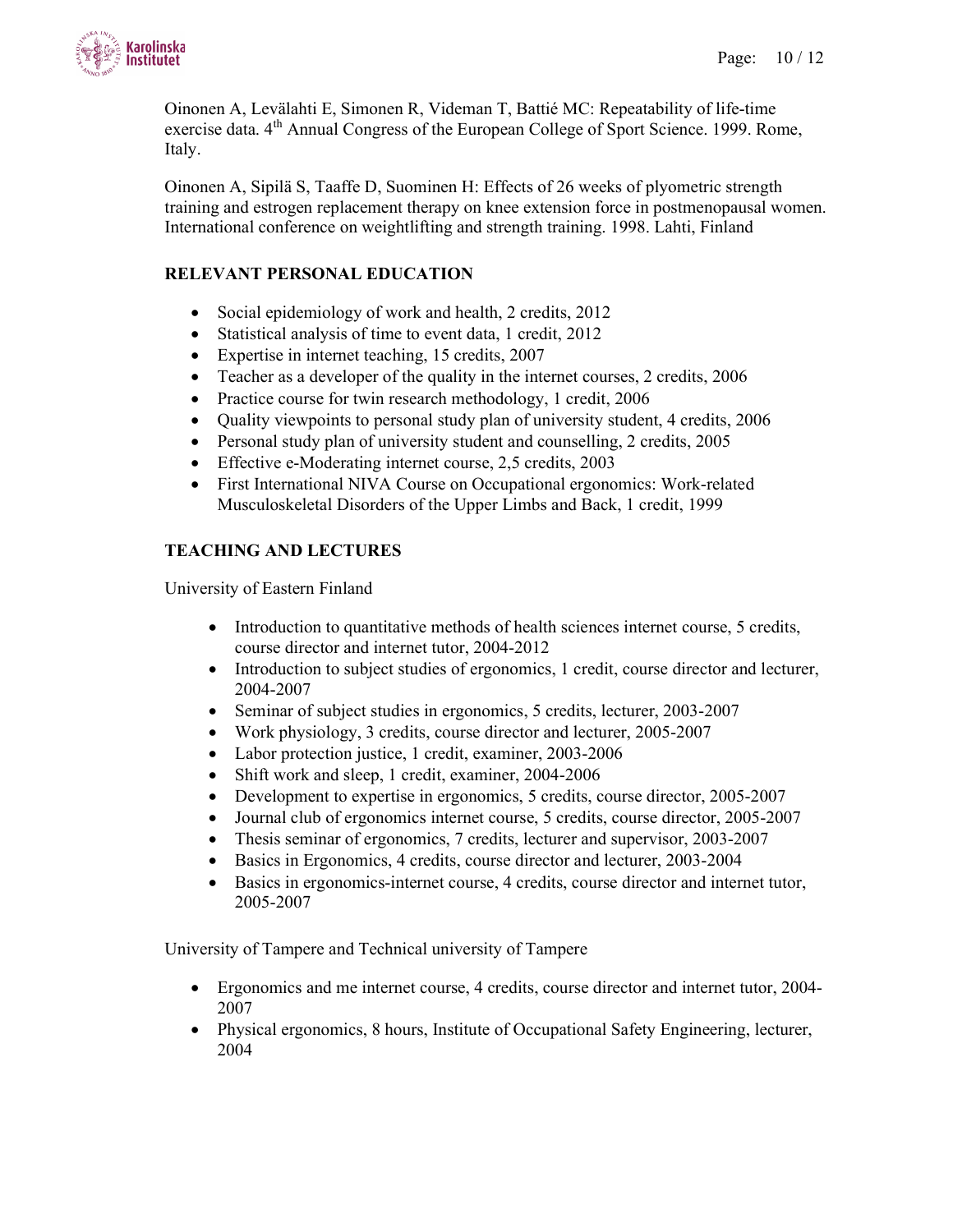Oinonen A, Levälahti E, Simonen R, Videman T, Battié MC: Repeatability of life-time exercise data. 4th Annual Congress of the European College of Sport Science. 1999. Rome, Italy.

Oinonen A, Sipilä S, Taaffe D, Suominen H: Effects of 26 weeks of plyometric strength training and estrogen replacement therapy on knee extension force in postmenopausal women. International conference on weightlifting and strength training. 1998. Lahti, Finland

**RELEVANT PERSONAL EDUCATION**

- Social epidemiology of work and health, 2 credits, 2012
- Statistical analysis of time to event data, 1 credit, 2012
- Expertise in internet teaching, 15 credits, 2007
- Teacher as a developer of the quality in the internet courses, 2 credits, 2006
- Practice course for twin research methodology, 1 credit, 2006
- Quality viewpoints to personal study plan of university student, 4 credits, 2006
- Personal study plan of university student and counselling, 2 credits, 2005
- Effective e-Moderating internet course, 2,5 credits, 2003
- First International NIVA Course on Occupational ergonomics: Work-related Musculoskeletal Disorders of the Upper Limbs and Back, 1 credit, 1999

**TEACHING AND LECTURES**

University of Eastern Finland

- Introduction to quantitative methods of health sciences internet course, 5 credits, course director and internet tutor, 2004-2012
- Introduction to subject studies of ergonomics, 1 credit, course director and lecturer, 2004-2007
- Seminar of subject studies in ergonomics, 5 credits, lecturer, 2003-2007
- Work physiology, 3 credits, course director and lecturer, 2005-2007
- Labor protection justice, 1 credit, examiner, 2003-2006
- Shift work and sleep, 1 credit, examiner, 2004-2006
- Development to expertise in ergonomics, 5 credits, course director, 2005-2007
- Journal club of ergonomics internet course, 5 credits, course director, 2005-2007
- Thesis seminar of ergonomics, 7 credits, lecturer and supervisor, 2003-2007
- Basics in Ergonomics, 4 credits, course director and lecturer, 2003-2004
- Basics in ergonomics-internet course, 4 credits, course director and internet tutor, 2005-2007

University of Tampere and Technical university of Tampere

- Ergonomics and me internet course, 4 credits, course director and internet tutor, 2004-2007
- Physical ergonomics, 8 hours, Institute of Occupational Safety Engineering, lecturer, 2004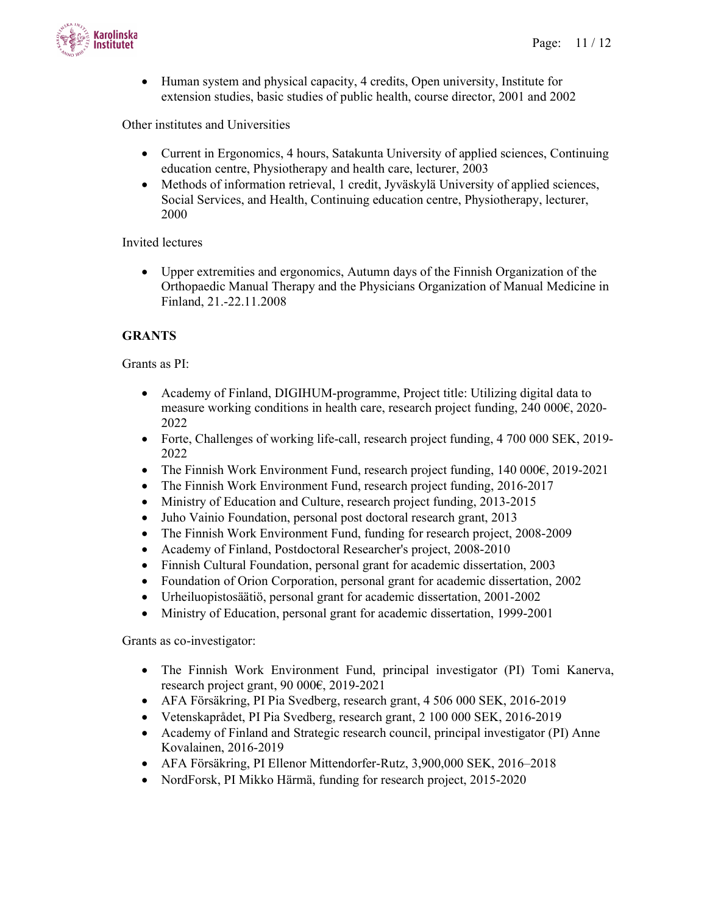- Human system and physical capacity, 4 credits, Open university, Institute for extension studies, basic studies of public health, course director, 2001 and 2002

Other institutes and Universities

- Current in Ergonomics, 4 hours, Satakunta University of applied sciences, Continuing education centre, Physiotherapy and health care, lecturer, 2003
- Methods of information retrieval, 1 credit, Jyväskylä University of applied sciences, Social Services, and Health, Continuing education centre, Physiotherapy, lecturer, 2000

Invited lectures

- Upper extremities and ergonomics, Autumn days of the Finnish Organization of the Orthopaedic Manual Therapy and the Physicians Organization of Manual Medicine in Finland, 21.-22.11.2008

**GRANTS**

Grants as PI:

- Academy of Finland, DIGIHUM-programme, Project title: Utilizing digital data to measure working conditions in health care, research project funding, 240 000€, 2020-2022
- Forte, Challenges of working life-call, research project funding, 4 700 000 SEK, 2019-2022
- The Finnish Work Environment Fund, research project funding, 140 000€, 2019-2021
- The Finnish Work Environment Fund, research project funding, 2016-2017
- Ministry of Education and Culture, research project funding, 2013-2015
- Juho Vainio Foundation, personal post doctoral research grant, 2013
- The Finnish Work Environment Fund, funding for research project, 2008-2009
- Academy of Finland, Postdoctoral Researcher's project, 2008-2010
- Finnish Cultural Foundation, personal grant for academic dissertation, 2003
- Foundation of Orion Corporation, personal grant for academic dissertation, 2002
- Urheiluopistosäätiö, personal grant for academic dissertation, 2001-2002
- Ministry of Education, personal grant for academic dissertation, 1999-2001

Grants as co-investigator:

- The Finnish Work Environment Fund, principal investigator (PI) Tomi Kanerva, research project grant, 90 000€, 2019-2021
- AFA Försäkring, PI Pia Svedberg, research grant, 4 506 000 SEK, 2016-2019
- Vetenskaprådet, PI Pia Svedberg, research grant, 2 100 000 SEK, 2016-2019
- Academy of Finland and Strategic research council, principal investigator (PI) Anne Kovalainen, 2016-2019
- AFA Försäkring, PI Ellenor Mittendorfer-Rutz, 3,900,000 SEK, 2016–2018
- NordForsk, PI Mikko Härmä, funding for research project, 2015-2020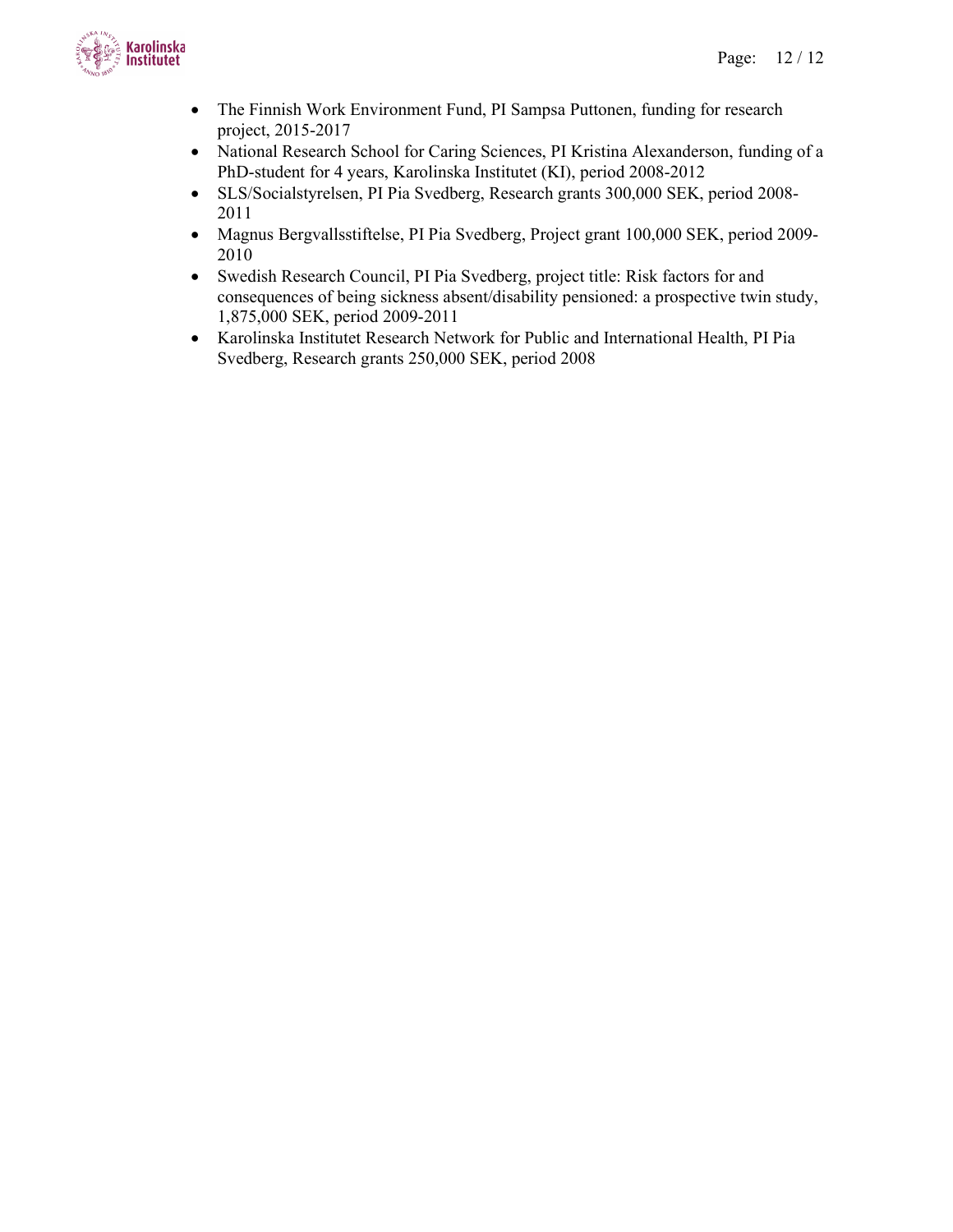- The Finnish Work Environment Fund, PI Sampsa Puttonen, funding for research project, 2015-2017
- National Research School for Caring Sciences, PI Kristina Alexanderson, funding of a PhD-student for 4 years, Karolinska Institutet (KI), period 2008-2012
- SLS/Socialstyrelsen, PI Pia Svedberg, Research grants 300,000 SEK, period 2008-2011
- Magnus Bergvallsstiftelse, PI Pia Svedberg, Project grant 100,000 SEK, period 2009-2010
- Swedish Research Council, PI Pia Svedberg, project title: Risk factors for and consequences of being sickness absent/disability pensioned: a prospective twin study, 1,875,000 SEK, period 2009-2011
- Karolinska Institutet Research Network for Public and International Health, PI Pia Svedberg, Research grants 250,000 SEK, period 2008